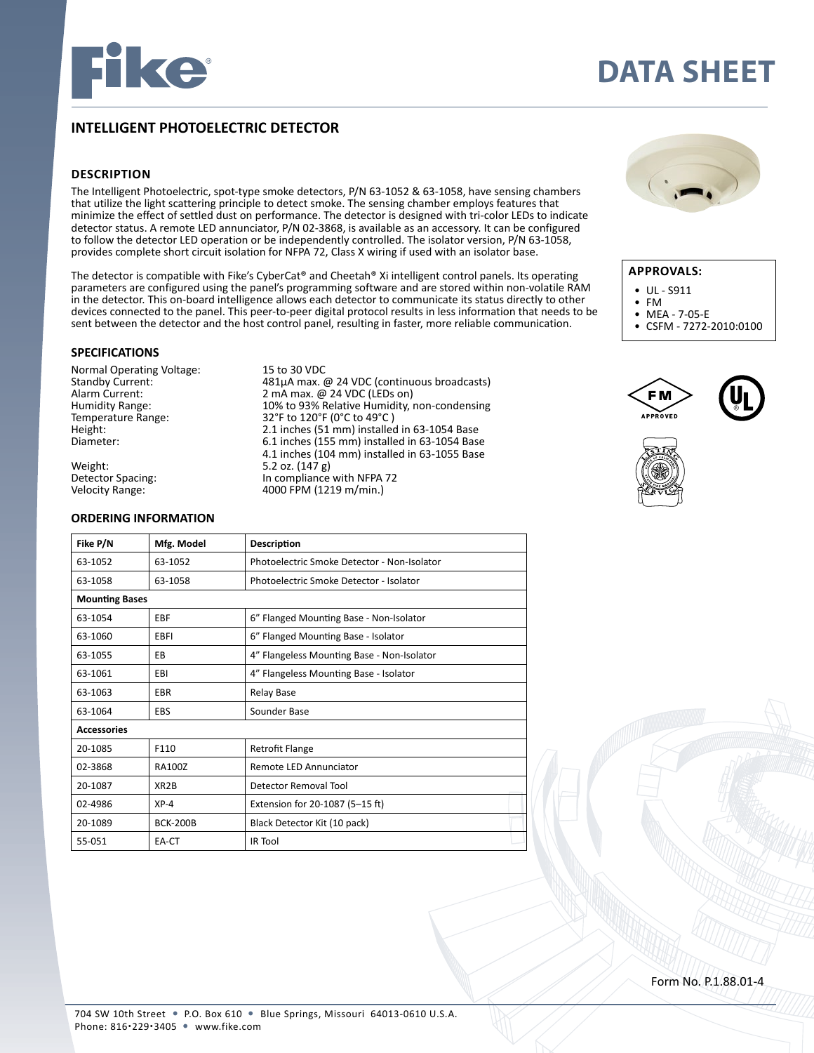# DATA SHEET

## INTELLIGENT PHOTOELECTRIC DETECTOR

### DESCRIPTION

The Intelligent Photoelectric, spot-type smoke detectors, P/N 63-1052 & 63-1058, have sensing chambers that utilize the light scattering principle to detect smoke. The sensing chamber employs features that minimize the effect of settled dust on performance. The detector is designed with tri-color LEDs to indicate detector status. A remote LED annunciator, P/N 02-3868, is available as an accessory. It can be configured to follow the detector LED operation or be independently controlled. The isolator version, P/N 63-1058, provides complete short circuit isolation for NFPA 72, Class X wiring if used with an isolator base.

The detector is compatible with Fike's CyberCat® and Cheetah® Xi intelligent control panels. Its operating parameters are configured using the panel's programming software and are stored within non-volatile RAM in the detector. This on-board intelligence allows each detector to communicate its status directly to other devices connected to the panel. This peer-to-peer digital protocol results in less information that needs to be sent between the detector and the host control panel, resulting in faster, more reliable communication.

### APPROVALS:

- UL - S911
- FM
- MEA - 7-05-E
- CSFM - 7272-2010:0100

### SPECIFICATIONS

| | |
|---|---|
| Normal Operating Voltage: | 15 to 30 VDC |
| Standby Current: | 481µA max. @ 24 VDC (continuous broadcasts) |
| Alarm Current: | 2 mA max. @ 24 VDC (LEDs on) |
| Humidity Range: | 10% to 93% Relative Humidity, non-condensing |
| Temperature Range: | 32°F to 120°F (0°C to 49°C ) |
| Height: | 2.1 inches (51 mm) installed in 63-1054 Base |
| Diameter: | 6.1 inches (155 mm) installed in 63-1054 Base<br>4.1 inches (104 mm) installed in 63-1055 Base |
| Weight: | 5.2 oz. (147 g) |
| Detector Spacing: | In compliance with NFPA 72 |
| Velocity Range: | 4000 FPM (1219 m/min.) |

### ORDERING INFORMATION

| Fike P/N | Mfg. Model | Description |
|---|---|---|
| 63-1052 | 63-1052 | Photoelectric Smoke Detector - Non-Isolator |
| 63-1058 | 63-1058 | Photoelectric Smoke Detector - Isolator |
| **Mounting Bases** | | |
| 63-1054 | EBF | 6" Flanged Mounting Base - Non-Isolator |
| 63-1060 | EBFI | 6" Flanged Mounting Base - Isolator |
| 63-1055 | EB | 4" Flangeless Mounting Base - Non-Isolator |
| 63-1061 | EBI | 4" Flangeless Mounting Base - Isolator |
| 63-1063 | EBR | Relay Base |
| 63-1064 | EBS | Sounder Base |
| **Accessories** | | |
| 20-1085 | F110 | Retrofit Flange |
| 02-3868 | RA100Z | Remote LED Annunciator |
| 20-1087 | XR2B | Detector Removal Tool |
| 02-4986 | XP-4 | Extension for 20-1087 (5–15 ft) |
| 20-1089 | BCK-200B | Black Detector Kit (10 pack) |
| 55-051 | EA-CT | IR Tool |

Form No. P.1.88.01-4

704 SW 10th Street • P.O. Box 610 • Blue Springs, Missouri 64013-0610 U.S.A.
Phone: 816•229•3405 • www.fike.com